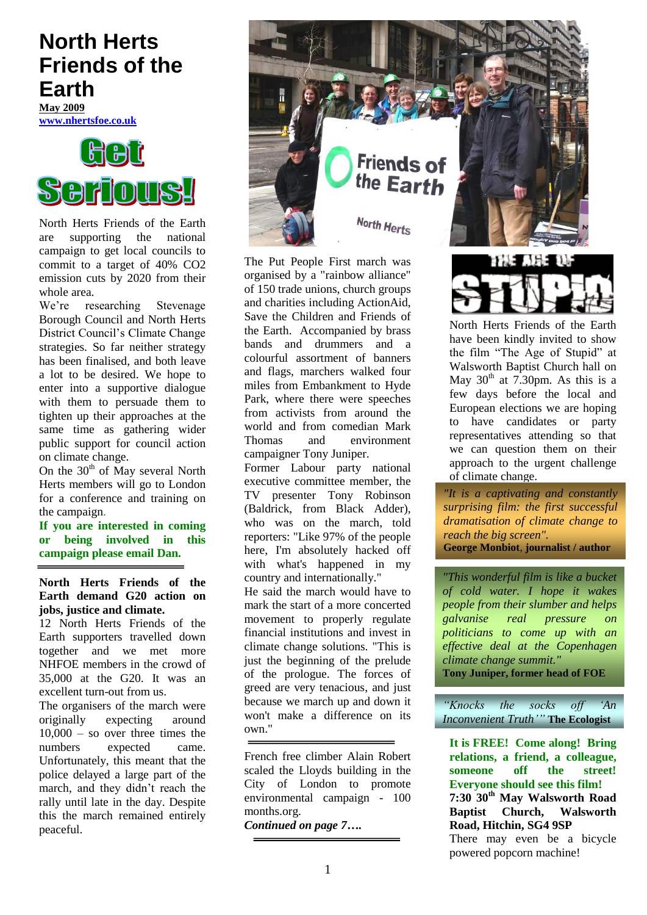# North Herts Friends of the Earth

**May 2009**
**www.nhertsfoe.co.uk**

## Get Serious!

North Herts Friends of the Earth are supporting the national campaign to get local councils to commit to a target of 40% $CO_2$ emission cuts by 2020 from their whole area.

We're researching Stevenage Borough Council and North Herts District Council's Climate Change strategies. So far neither strategy has been finalised, and both leave a lot to be desired. We hope to enter into a supportive dialogue with them to persuade them to tighten up their approaches at the same time as gathering wider public support for council action on climate change.

On the 30th of May several North Herts members will go to London for a conference and training on the campaign.

**If you are interested in coming or being involved in this campaign please email Dan.**

---

**North Herts Friends of the Earth demand G20 action on jobs, justice and climate.**

12 North Herts Friends of the Earth supporters travelled down together and we met more NHFOE members in the crowd of 35,000 at the G20. It was an excellent turn-out from us.

The organisers of the march were originally expecting around 10,000 – so over three times the numbers expected came. Unfortunately, this meant that the police delayed a large part of the march, and they didn't reach the rally until late in the day. Despite this the march remained entirely peaceful.

The Put People First march was organised by a "rainbow alliance" of 150 trade unions, church groups and charities including ActionAid, Save the Children and Friends of the Earth. Accompanied by brass bands and drummers and a colourful assortment of banners and flags, marchers walked four miles from Embankment to Hyde Park, where there were speeches from activists from around the world and from comedian Mark Thomas and environment campaigner Tony Juniper.

Former Labour party national executive committee member, the TV presenter Tony Robinson (Baldrick, from Black Adder), who was on the march, told reporters: "Like 97% of the people here, I'm absolutely hacked off with what's happened in my country and internationally."

He said the march would have to mark the start of a more concerted movement to properly regulate financial institutions and invest in climate change solutions. "This is just the beginning of the prelude of the prologue. The forces of greed are very tenacious, and just because we march up and down it won't make a difference on its own."

---

French free climber Alain Robert scaled the Lloyds building in the City of London to promote environmental campaign - 100 months.org.

***Continued on page 7….***

---

## THE AGE OF STUPID

North Herts Friends of the Earth have been kindly invited to show the film "The Age of Stupid" at Walsworth Baptist Church hall on May 30th at 7.30pm. As this is a few days before the local and European elections we are hoping to have candidates or party representatives attending so that we can question them on their approach to the urgent challenge of climate change.

*"It is a captivating and constantly surprising film: the first successful dramatisation of climate change to reach the big screen".*
**George Monbiot, journalist / author**

*"This wonderful film is like a bucket of cold water. I hope it wakes people from their slumber and helps galvanise real pressure on politicians to come up with an effective deal at the Copenhagen climate change summit."*
**Tony Juniper, former head of FOE**

*"Knocks the socks off 'An Inconvenient Truth'"* **The Ecologist**

**It is FREE! Come along! Bring relations, a friend, a colleague, someone off the street! Everyone should see this film!**

**7:30 30th May Walsworth Road Baptist Church, Walsworth Road, Hitchin, SG4 9SP**

There may even be a bicycle powered popcorn machine!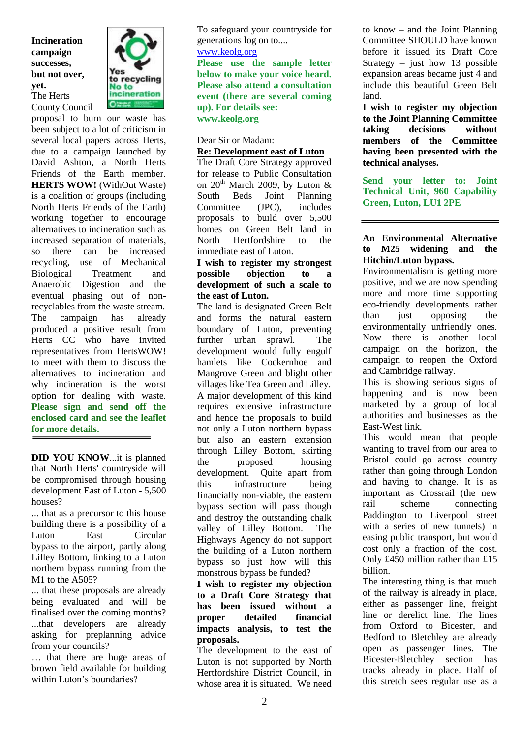**Incineration campaign successes, but not over, yet.**

The Herts County Council proposal to burn our waste has been subject to a lot of criticism in several local papers across Herts, due to a campaign launched by David Ashton, a North Herts Friends of the Earth member. **HERTS WOW!** (WithOut Waste) is a coalition of groups (including North Herts Friends of the Earth) working together to encourage alternatives to incineration such as increased separation of materials, so there can be increased recycling, use of Mechanical Biological Treatment and Anaerobic Digestion and the eventual phasing out of non-recyclables from the waste stream. The campaign has already produced a positive result from Herts CC who have invited representatives from HertsWOW! to meet with them to discuss the alternatives to incineration and why incineration is the worst option for dealing with waste. **Please sign and send off the enclosed card and see the leaflet for more details.**

---

**DID YOU KNOW**...it is planned that North Herts' countryside will be compromised through housing development East of Luton - 5,500 houses?

... that as a precursor to this house building there is a possibility of a Luton East Circular bypass to the airport, partly along Lilley Bottom, linking to a Luton northern bypass running from the M1 to the A505?

... that these proposals are already being evaluated and will be finalised over the coming months?

...that developers are already asking for preplanning advice from your councils?

… that there are huge areas of brown field available for building within Luton's boundaries?

To safeguard your countryside for generations log on to.... www.keolg.org

**Please use the sample letter below to make your voice heard. Please also attend a consultation event (there are several coming up). For details see: www.keolg.org**

Dear Sir or Madam:

**Re: Development east of Luton**

The Draft Core Strategy approved for release to Public Consultation on 20th March 2009, by Luton & South Beds Joint Planning Committee (JPC), includes proposals to build over 5,500 homes on Green Belt land in North Hertfordshire to the immediate east of Luton.

**I wish to register my strongest possible objection to a development of such a scale to the east of Luton.**

The land is designated Green Belt and forms the natural eastern boundary of Luton, preventing further urban sprawl. The development would fully engulf hamlets like Cockernhoe and Mangrove Green and blight other villages like Tea Green and Lilley.

A major development of this kind requires extensive infrastructure and hence the proposals to build not only a Luton northern bypass but also an eastern extension through Lilley Bottom, skirting the proposed housing development. Quite apart from this infrastructure being financially non-viable, the eastern bypass section will pass though and destroy the outstanding chalk valley of Lilley Bottom. The Highways Agency do not support the building of a Luton northern bypass so just how will this monstrous bypass be funded?

**I wish to register my objection to a Draft Core Strategy that has been issued without a proper detailed financial impacts analysis, to test the proposals.**

The development to the east of Luton is not supported by North Hertfordshire District Council, in whose area it is situated. We need to know – and the Joint Planning Committee SHOULD have known before it issued its Draft Core Strategy – just how 13 possible expansion areas became just 4 and include this beautiful Green Belt land.

**I wish to register my objection to the Joint Planning Committee taking decisions without members of the Committee having been presented with the technical analyses.**

**Send your letter to: Joint Technical Unit, 960 Capability Green, Luton, LU1 2PE**

---

**An Environmental Alternative to M25 widening and the Hitchin/Luton bypass.**

Environmentalism is getting more positive, and we are now spending more and more time supporting eco-friendly developments rather than just opposing the environmentally unfriendly ones. Now there is another local campaign on the horizon, the campaign to reopen the Oxford and Cambridge railway.

This is showing serious signs of happening and is now been marketed by a group of local authorities and businesses as the East-West link.

This would mean that people wanting to travel from our area to Bristol could go across country rather than going through London and having to change. It is as important as Crossrail (the new rail scheme connecting Paddington to Liverpool street with a series of new tunnels) in easing public transport, but would cost only a fraction of the cost. Only £450 million rather than £15 billion.

The interesting thing is that much of the railway is already in place, either as passenger line, freight line or derelict line. The lines from Oxford to Bicester, and Bedford to Bletchley are already open as passenger lines. The Bicester-Bletchley section has tracks already in place. Half of this stretch sees regular use as a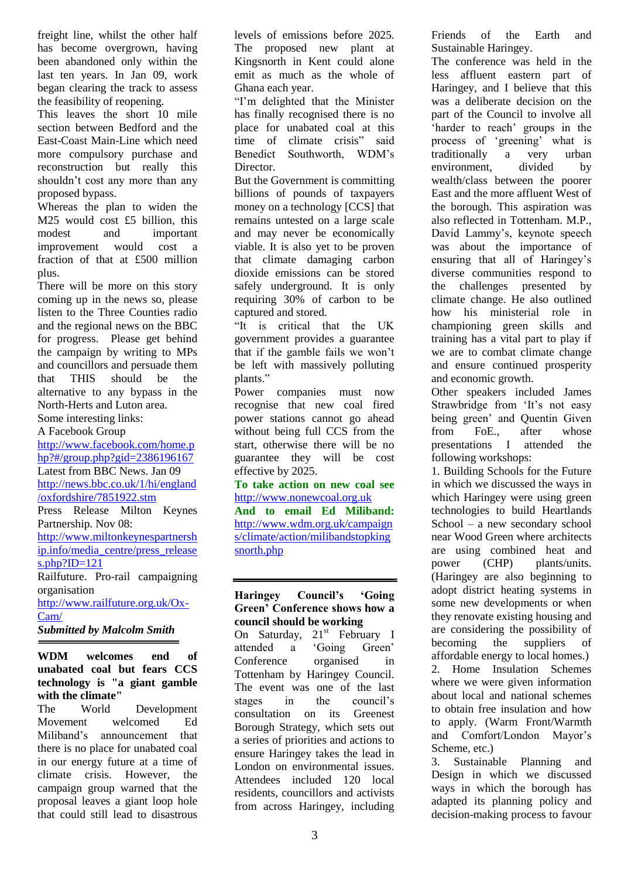freight line, whilst the other half has become overgrown, having been abandoned only within the last ten years. In Jan 09, work began clearing the track to assess the feasibility of reopening.

This leaves the short 10 mile section between Bedford and the East-Coast Main-Line which need more compulsory purchase and reconstruction but really this shouldn't cost any more than any proposed bypass.

Whereas the plan to widen the M25 would cost £5 billion, this modest and important improvement would cost a fraction of that at £500 million plus.

There will be more on this story coming up in the news so, please listen to the Three Counties radio and the regional news on the BBC for progress. Please get behind the campaign by writing to MPs and councillors and persuade them that THIS should be the alternative to any bypass in the North-Herts and Luton area.

Some interesting links:

A Facebook Group
http://www.facebook.com/home.php?#/group.php?gid=2386196167

Latest from BBC News. Jan 09
http://news.bbc.co.uk/1/hi/england/oxfordshire/7851922.stm

Press Release Milton Keynes Partnership. Nov 08:
http://www.miltonkeynespartnership.info/media_centre/press_releases.php?ID=121

Railfuture. Pro-rail campaigning organisation
http://www.railfuture.org.uk/Ox-Cam/

***Submitted by Malcolm Smith***

---

**WDM welcomes end of unabated coal but fears CCS technology is "a giant gamble with the climate"**

The World Development Movement welcomed Ed Miliband's announcement that there is no place for unabated coal in our energy future at a time of climate crisis. However, the campaign group warned that the proposal leaves a giant loop hole that could still lead to disastrous levels of emissions before 2025. The proposed new plant at Kingsnorth in Kent could alone emit as much as the whole of Ghana each year.

"I'm delighted that the Minister has finally recognised there is no place for unabated coal at this time of climate crisis" said Benedict Southworth, WDM's Director.

But the Government is committing billions of pounds of taxpayers money on a technology [CCS] that remains untested on a large scale and may never be economically viable. It is also yet to be proven that climate damaging carbon dioxide emissions can be stored safely underground. It is only requiring 30% of carbon to be captured and stored.

"It is critical that the UK government provides a guarantee that if the gamble fails we won't be left with massively polluting plants."

Power companies must now recognise that new coal fired power stations cannot go ahead without being full CCS from the start, otherwise there will be no guarantee they will be cost effective by 2025.

**To take action on new coal see** http://www.nonewcoal.org.uk

**And to email Ed Miliband:** http://www.wdm.org.uk/campaigns/climate/action/milibandstopkingsnorth.php

---

**Haringey Council's 'Going Green' Conference shows how a council should be working**

On Saturday, 21st February I attended a 'Going Green' Conference organised in Tottenham by Haringey Council. The event was one of the last stages in the council's consultation on its Greenest Borough Strategy, which sets out a series of priorities and actions to ensure Haringey takes the lead in London on environmental issues. Attendees included 120 local residents, councillors and activists from across Haringey, including Friends of the Earth and Sustainable Haringey.

The conference was held in the less affluent eastern part of Haringey, and I believe that this was a deliberate decision on the part of the Council to involve all 'harder to reach' groups in the process of 'greening' what is traditionally a very urban environment, divided by wealth/class between the poorer East and the more affluent West of the borough. This aspiration was also reflected in Tottenham. M.P., David Lammy's, keynote speech was about the importance of ensuring that all of Haringey's diverse communities respond to the challenges presented by climate change. He also outlined how his ministerial role in championing green skills and training has a vital part to play if we are to combat climate change and ensure continued prosperity and economic growth.

Other speakers included James Strawbridge from 'It's not easy being green' and Quentin Given from FoE., after whose presentations I attended the following workshops:

1. Building Schools for the Future in which we discussed the ways in which Haringey were using green technologies to build Heartlands School – a new secondary school near Wood Green where architects are using combined heat and power (CHP) plants/units. (Haringey are also beginning to adopt district heating systems in some new developments or when they renovate existing housing and are considering the possibility of becoming the suppliers of affordable energy to local homes.)
2. Home Insulation Schemes where we were given information about local and national schemes to obtain free insulation and how to apply. (Warm Front/Warmth and Comfort/London Mayor's Scheme, etc.)
3. Sustainable Planning and Design in which we discussed ways in which the borough has adapted its planning policy and decision-making process to favour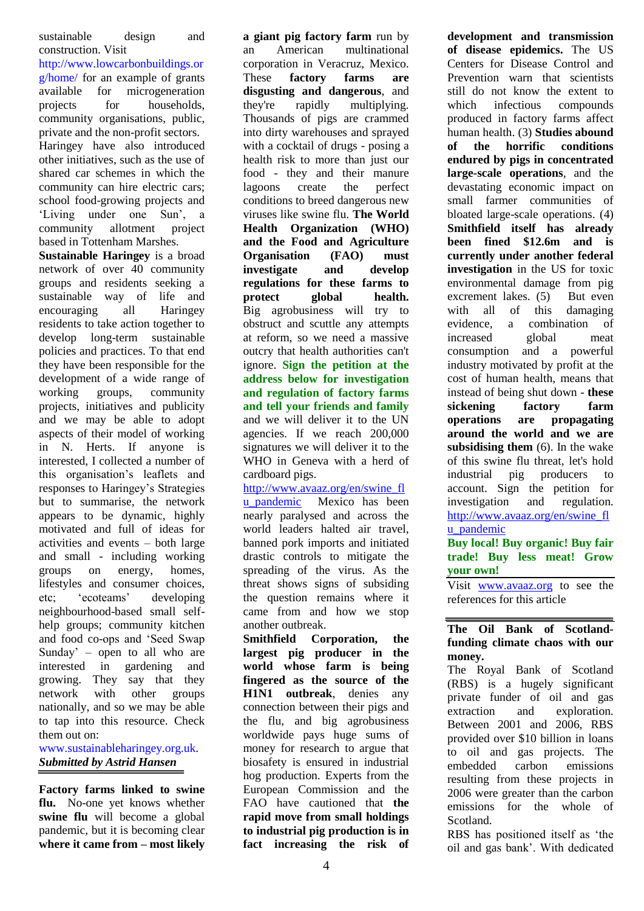sustainable design and construction. Visit http://www.lowcarbonbuildings.org/home/ for an example of grants available for microgeneration projects for households, community organisations, public, private and the non-profit sectors.
Haringey have also introduced other initiatives, such as the use of shared car schemes in which the community can hire electric cars; school food-growing projects and 'Living under one Sun', a community allotment project based in Tottenham Marshes.
**Sustainable Haringey** is a broad network of over 40 community groups and residents seeking a sustainable way of life and encouraging all Haringey residents to take action together to develop long-term sustainable policies and practices. To that end they have been responsible for the development of a wide range of working groups, community projects, initiatives and publicity and we may be able to adopt aspects of their model of working in N. Herts. If anyone is interested, I collected a number of this organisation's leaflets and responses to Haringey's Strategies but to summarise, the network appears to be dynamic, highly motivated and full of ideas for activities and events – both large and small - including working groups on energy, homes, lifestyles and consumer choices, etc; 'ecoteams' developing neighbourhood-based small self-help groups; community kitchen and food co-ops and 'Seed Swap Sunday' – open to all who are interested in gardening and growing. They say that they network with other groups nationally, and so we may be able to tap into this resource. Check them out on: www.sustainableharingey.org.uk.

***Submitted by Astrid Hansen***

---

**Factory farms linked to swine flu.** No-one yet knows whether **swine flu** will become a global pandemic, but it is becoming clear **where it came from – most likely a giant pig factory farm** run by an American multinational corporation in Veracruz, Mexico. These **factory farms are disgusting and dangerous**, and they're rapidly multiplying. Thousands of pigs are crammed into dirty warehouses and sprayed with a cocktail of drugs - posing a health risk to more than just our food - they and their manure lagoons create the perfect conditions to breed dangerous new viruses like swine flu. **The World Health Organization (WHO) and the Food and Agriculture Organisation (FAO) must investigate and develop regulations for these farms to protect global health.** Big agrobusiness will try to obstruct and scuttle any attempts at reform, so we need a massive outcry that health authorities can't ignore. **Sign the petition at the address below for investigation and regulation of factory farms and tell your friends and family** and we will deliver it to the UN agencies. If we reach 200,000 signatures we will deliver it to the WHO in Geneva with a herd of cardboard pigs.
http://www.avaaz.org/en/swine_flu_pandemic Mexico has been nearly paralysed and across the world leaders halted air travel, banned pork imports and initiated drastic controls to mitigate the spreading of the virus. As the threat shows signs of subsiding the question remains where it came from and how we stop another outbreak.
**Smithfield Corporation, the largest pig producer in the world whose farm is being fingered as the source of the H1N1 outbreak**, denies any connection between their pigs and the flu, and big agrobusiness worldwide pays huge sums of money for research to argue that biosafety is ensured in industrial hog production. Experts from the European Commission and the FAO have cautioned that **the rapid move from small holdings to industrial pig production is in fact increasing the risk of development and transmission of disease epidemics.** The US Centers for Disease Control and Prevention warn that scientists still do not know the extent to which infectious compounds produced in factory farms affect human health. (3) **Studies abound of the horrific conditions endured by pigs in concentrated large-scale operations**, and the devastating economic impact on small farmer communities of bloated large-scale operations. (4) **Smithfield itself has already been fined $12.6m and is currently under another federal investigation** in the US for toxic environmental damage from pig excrement lakes. (5) But even with all of this damaging evidence, a combination of increased global meat consumption and a powerful industry motivated by profit at the cost of human health, means that instead of being shut down - **these sickening factory farm operations are propagating around the world and we are subsidising them** (6). In the wake of this swine flu threat, let's hold industrial pig producers to account. Sign the petition for investigation and regulation. http://www.avaaz.org/en/swine_flu_pandemic

**Buy local! Buy organic! Buy fair trade! Buy less meat! Grow your own!**

Visit www.avaaz.org to see the references for this article

---

**The Oil Bank of Scotland- funding climate chaos with our money.**
The Royal Bank of Scotland (RBS) is a hugely significant private funder of oil and gas extraction and exploration. Between 2001 and 2006, RBS provided over $10 billion in loans to oil and gas projects. The embedded carbon emissions resulting from these projects in 2006 were greater than the carbon emissions for the whole of Scotland.
RBS has positioned itself as 'the oil and gas bank'. With dedicated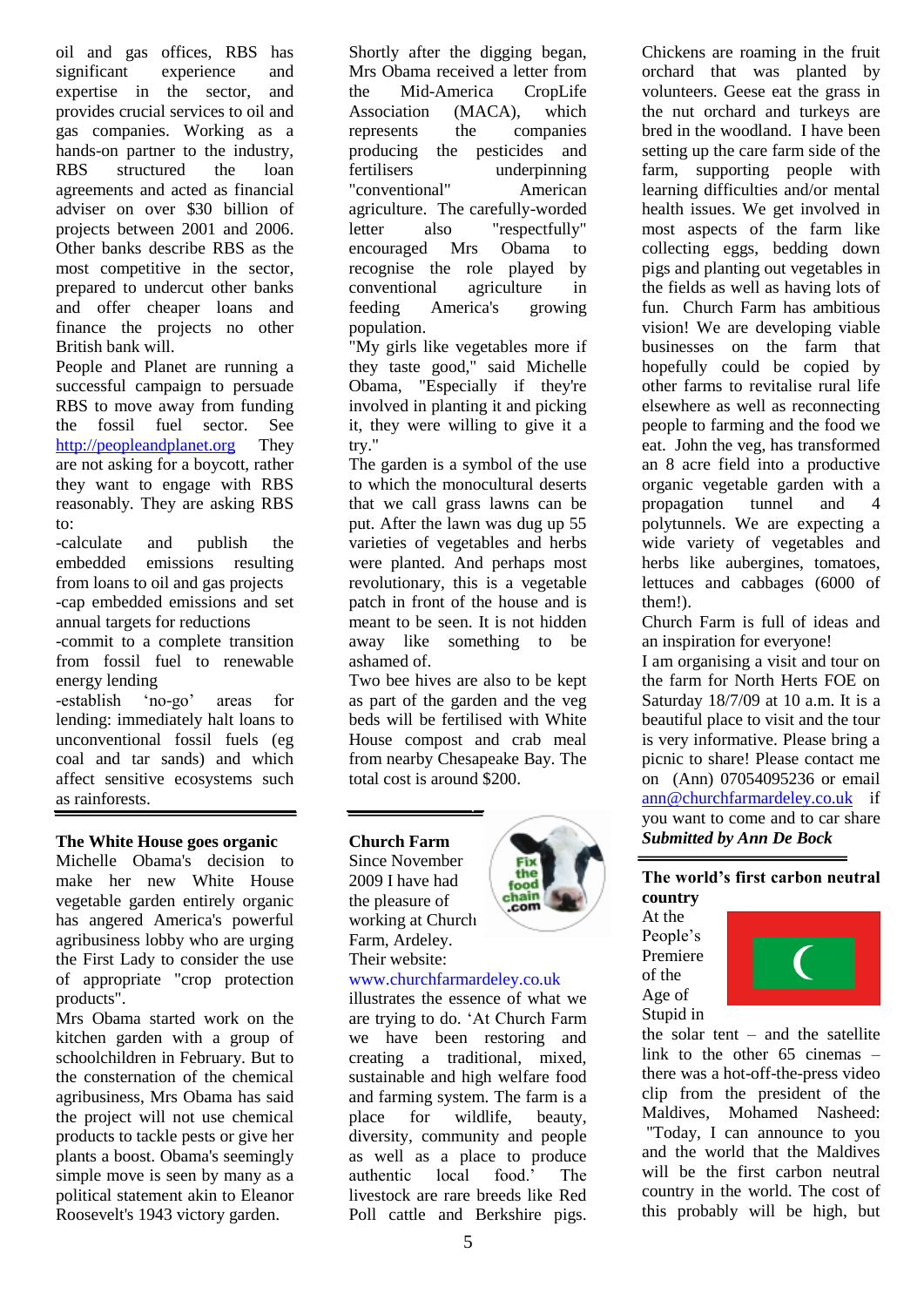oil and gas offices, RBS has significant experience and expertise in the sector, and provides crucial services to oil and gas companies. Working as a hands-on partner to the industry, RBS structured the loan agreements and acted as financial adviser on over $30 billion of projects between 2001 and 2006. Other banks describe RBS as the most competitive in the sector, prepared to undercut other banks and offer cheaper loans and finance the projects no other British bank will.

People and Planet are running a successful campaign to persuade RBS to move away from funding the fossil fuel sector. See http://peopleandplanet.org They are not asking for a boycott, rather they want to engage with RBS reasonably. They are asking RBS to:

-calculate and publish the embedded emissions resulting from loans to oil and gas projects
-cap embedded emissions and set annual targets for reductions
-commit to a complete transition from fossil fuel to renewable energy lending
-establish 'no-go' areas for lending: immediately halt loans to unconventional fossil fuels (eg coal and tar sands) and which affect sensitive ecosystems such as rainforests.

## The White House goes organic

Michelle Obama's decision to make her new White House vegetable garden entirely organic has angered America's powerful agribusiness lobby who are urging the First Lady to consider the use of appropriate "crop protection products".

Mrs Obama started work on the kitchen garden with a group of schoolchildren in February. But to the consternation of the chemical agribusiness, Mrs Obama has said the project will not use chemical products to tackle pests or give her plants a boost. Obama's seemingly simple move is seen by many as a political statement akin to Eleanor Roosevelt's 1943 victory garden.

Shortly after the digging began, Mrs Obama received a letter from the Mid-America CropLife Association (MACA), which represents the companies producing the pesticides and fertilisers underpinning "conventional" American agriculture. The carefully-worded letter also "respectfully" encouraged Mrs Obama to recognise the role played by conventional agriculture in feeding America's growing population.

"My girls like vegetables more if they taste good," said Michelle Obama, "Especially if they're involved in planting it and picking it, they were willing to give it a try."

The garden is a symbol of the use to which the monocultural deserts that we call grass lawns can be put. After the lawn was dug up 55 varieties of vegetables and herbs were planted. And perhaps most revolutionary, this is a vegetable patch in front of the house and is meant to be seen. It is not hidden away like something to be ashamed of.

Two bee hives are also to be kept as part of the garden and the veg beds will be fertilised with White House compost and crab meal from nearby Chesapeake Bay. The total cost is around $200.

## Church Farm

Since November 2009 I have had the pleasure of working at Church Farm, Ardeley. Their website: www.churchfarmardeley.co.uk illustrates the essence of what we are trying to do. 'At Church Farm we have been restoring and creating a traditional, mixed, sustainable and high welfare food and farming system. The farm is a place for wildlife, beauty, diversity, community and people as well as a place to produce authentic local food.' The livestock are rare breeds like Red Poll cattle and Berkshire pigs. Chickens are roaming in the fruit orchard that was planted by volunteers. Geese eat the grass in the nut orchard and turkeys are bred in the woodland. I have been setting up the care farm side of the farm, supporting people with learning difficulties and/or mental health issues. We get involved in most aspects of the farm like collecting eggs, bedding down pigs and planting out vegetables in the fields as well as having lots of fun. Church Farm has ambitious vision! We are developing viable businesses on the farm that hopefully could be copied by other farms to revitalise rural life elsewhere as well as reconnecting people to farming and the food we eat. John the veg, has transformed an 8 acre field into a productive organic vegetable garden with a propagation tunnel and 4 polytunnels. We are expecting a wide variety of vegetables and herbs like aubergines, tomatoes, lettuces and cabbages (6000 of them!).

Church Farm is full of ideas and an inspiration for everyone!

I am organising a visit and tour on the farm for North Herts FOE on Saturday 18/7/09 at 10 a.m. It is a beautiful place to visit and the tour is very informative. Please bring a picnic to share! Please contact me on (Ann) 07054095236 or email ann@churchfarmardeley.co.uk if you want to come and to car share

***Submitted by Ann De Bock***

## The world's first carbon neutral country

At the People's Premiere of the Age of Stupid in the solar tent – and the satellite link to the other 65 cinemas – there was a hot-off-the-press video clip from the president of the Maldives, Mohamed Nasheed: "Today, I can announce to you and the world that the Maldives will be the first carbon neutral country in the world. The cost of this probably will be high, but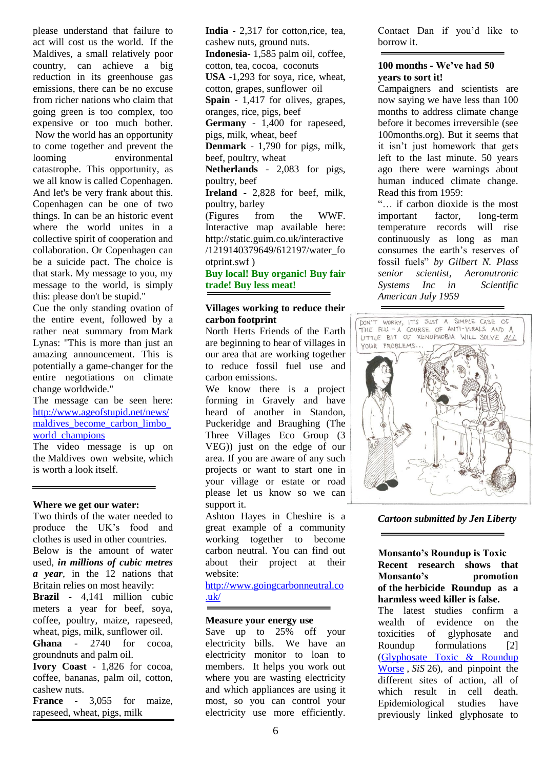please understand that failure to act will cost us the world. If the Maldives, a small relatively poor country, can achieve a big reduction in its greenhouse gas emissions, there can be no excuse from richer nations who claim that going green is too complex, too expensive or too much bother.

Now the world has an opportunity to come together and prevent the looming environmental catastrophe. This opportunity, as we all know is called Copenhagen. And let's be very frank about this. Copenhagen can be one of two things. In can be an historic event where the world unites in a collective spirit of cooperation and collaboration. Or Copenhagen can be a suicide pact. The choice is that stark. My message to you, my message to the world, is simply this: please don't be stupid."

Cue the only standing ovation of the entire event, followed by a rather neat summary from Mark Lynas: "This is more than just an amazing announcement. This is potentially a game-changer for the entire negotiations on climate change worldwide."

The message can be seen here: [http://www.ageofstupid.net/news/maldives_become_carbon_limbo_world_champions](http://www.ageofstupid.net/news/maldives_become_carbon_limbo_world_champions)

The video message is up on the Maldives own website, which is worth a look itself.

---

**Where we get our water:**

Two thirds of the water needed to produce the UK's food and clothes is used in other countries. Below is the amount of water used, ***in millions of cubic metres a year***, in the 12 nations that Britain relies on most heavily:

**Brazil** - 4,141 million cubic meters a year for beef, soya, coffee, poultry, maize, rapeseed, wheat, pigs, milk, sunflower oil.
**Ghana** - 2740 for cocoa, groundnuts and palm oil.
**Ivory Coast** - 1,826 for cocoa, coffee, bananas, palm oil, cotton, cashew nuts.
**France** - 3,055 for maize, rapeseed, wheat, pigs, milk
**India** - 2,317 for cotton,rice, tea, cashew nuts, ground nuts.
**Indonesia**- 1,585 palm oil, coffee, cotton, tea, cocoa, coconuts
**USA** -1,293 for soya, rice, wheat, cotton, grapes, sunflower oil
**Spain** - 1,417 for olives, grapes, oranges, rice, pigs, beef
**Germany** - 1,400 for rapeseed, pigs, milk, wheat, beef
**Denmark** - 1,790 for pigs, milk, beef, poultry, wheat
**Netherlands** - 2,083 for pigs, poultry, beef
**Ireland** - 2,828 for beef, milk, poultry, barley

(Figures from the WWF. Interactive map available here: http://static.guim.co.uk/interactive/1219140379649/612197/water_footprint.swf )

**Buy local! Buy organic! Buy fair trade! Buy less meat!**

---

**Villages working to reduce their carbon footprint**

North Herts Friends of the Earth are beginning to hear of villages in our area that are working together to reduce fossil fuel use and carbon emissions.

We know there is a project forming in Gravely and have heard of another in Standon, Puckeridge and Braughing (The Three Villages Eco Group (3 VEG)) just on the edge of our area. If you are aware of any such projects or want to start one in your village or estate or road please let us know so we can support it.

Ashton Hayes in Cheshire is a great example of a community working together to become carbon neutral. You can find out about their project at their website:
[http://www.goingcarbonneutral.co.uk/](http://www.goingcarbonneutral.co.uk/)

---

**Measure your energy use**

Save up to 25% off your electricity bills. We have an electricity monitor to loan to members. It helps you work out where you are wasting electricity and which appliances are using it most, so you can control your electricity use more efficiently. Contact Dan if you'd like to borrow it.

---

**100 months - We've had 50 years to sort it!**

Campaigners and scientists are now saying we have less than 100 months to address climate change before it becomes irreversible (see 100months.org). But it seems that it isn't just homework that gets left to the last minute. 50 years ago there were warnings about human induced climate change. Read this from 1959:

"… if carbon dioxide is the most important factor, long-term temperature records will rise continuously as long as man consumes the earth's reserves of fossil fuels" *by Gilbert N. Plass senior scientist, Aeronutronic Systems Inc in Scientific American July 1959*

---

DON'T WORRY, IT'S JUST A SIMPLE CASE OF THE FLU – A COURSE OF ANTI-VIRALS AND A LITTLE BIT OF XENOPHOBIA WILL SOLVE ALL YOUR PROBLEMS...

***Cartoon submitted by Jen Liberty***

---

**Monsanto's Roundup is Toxic**

**Recent research shows that Monsanto's promotion of the herbicide Roundup as a harmless weed killer is false.**

The latest studies confirm a wealth of evidence on the toxicities of glyphosate and Roundup formulations [2] ([Glyphosate Toxic & Roundup Worse](#), *SiS* 26), and pinpoint the different sites of action, all of which result in cell death. Epidemiological studies have previously linked glyphosate to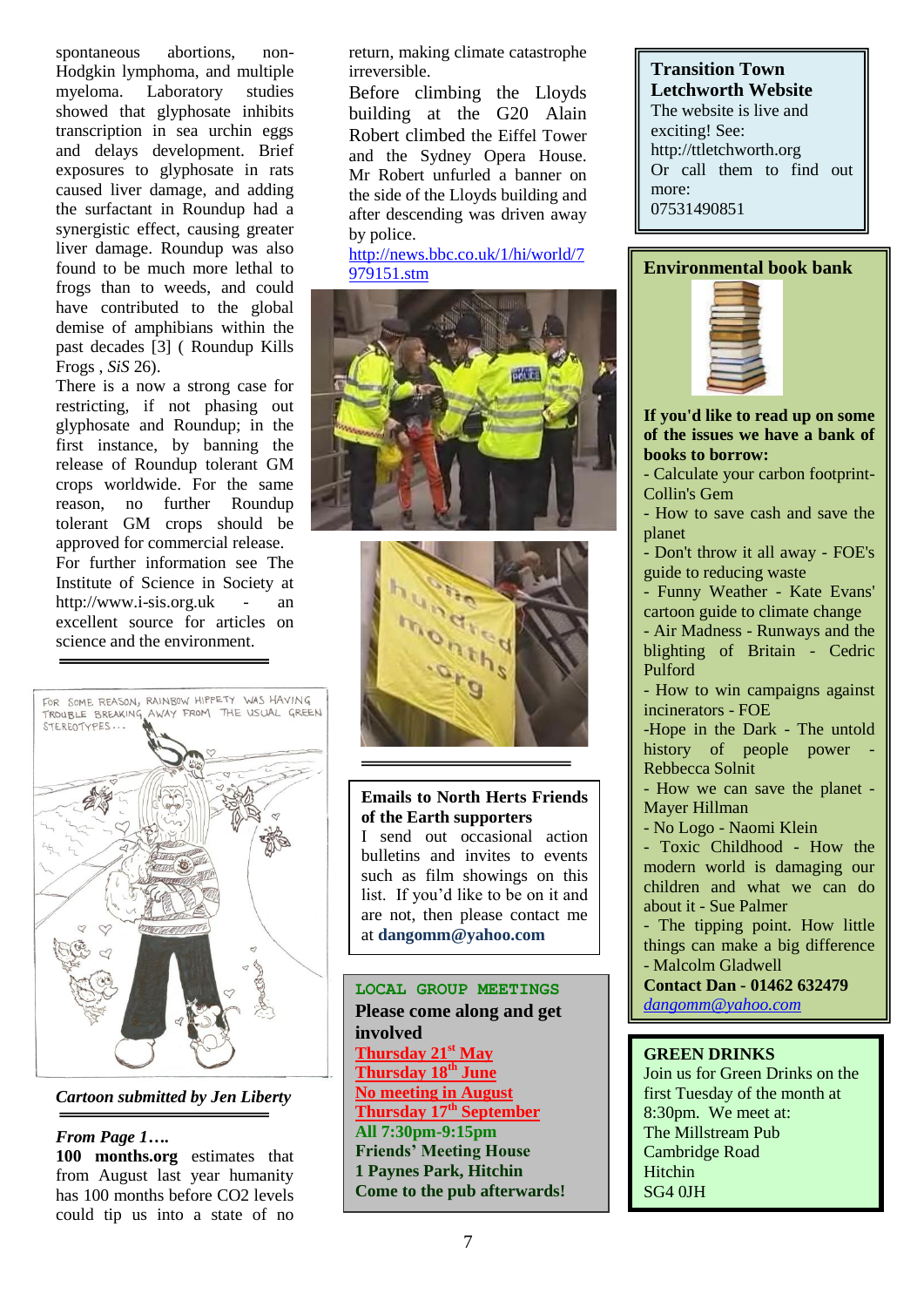spontaneous abortions, non-Hodgkin lymphoma, and multiple myeloma. Laboratory studies showed that glyphosate inhibits transcription in sea urchin eggs and delays development. Brief exposures to glyphosate in rats caused liver damage, and adding the surfactant in Roundup had a synergistic effect, causing greater liver damage. Roundup was also found to be much more lethal to frogs than to weeds, and could have contributed to the global demise of amphibians within the past decades [3] ( Roundup Kills Frogs , *SiS* 26).

There is a now a strong case for restricting, if not phasing out glyphosate and Roundup; in the first instance, by banning the release of Roundup tolerant GM crops worldwide. For the same reason, no further Roundup tolerant GM crops should be approved for commercial release.

For further information see The Institute of Science in Society at http://www.i-sis.org.uk - an excellent source for articles on science and the environment.

FOR SOME REASON, RAINBOW HIPPETY WAS HAVING TROUBLE BREAKING AWAY FROM THE USUAL GREEN STEREOTYPES...

***Cartoon submitted by Jen Liberty***

***From Page 1….***

**100 months.org** estimates that from August last year humanity has 100 months before CO2 levels could tip us into a state of no return, making climate catastrophe irreversible.

Before climbing the Lloyds building at the G20 Alain Robert climbed the Eiffel Tower and the Sydney Opera House. Mr Robert unfurled a banner on the side of the Lloyds building and after descending was driven away by police.

http://news.bbc.co.uk/1/hi/world/7979151.stm

one hundred months .org

## Emails to North Herts Friends of the Earth supporters

I send out occasional action bulletins and invites to events such as film showings on this list. If you'd like to be on it and are not, then please contact me at **dangomm@yahoo.com**

## LOCAL GROUP MEETINGS

**Please come along and get involved**

**Thursday 21st May**
**Thursday 18th June**
**No meeting in August**
**Thursday 17th September**
**All 7:30pm-9:15pm**
**Friends' Meeting House**
**1 Paynes Park, Hitchin**
**Come to the pub afterwards!**

## Transition Town Letchworth Website

The website is live and exciting! See: http://ttletchworth.org
Or call them to find out more:
07531490851

## Environmental book bank

**If you'd like to read up on some of the issues we have a bank of books to borrow:**

- Calculate your carbon footprint- Collin's Gem
- How to save cash and save the planet
- Don't throw it all away - FOE's guide to reducing waste
- Funny Weather - Kate Evans' cartoon guide to climate change
- Air Madness - Runways and the blighting of Britain - Cedric Pulford
- How to win campaigns against incinerators - FOE
- Hope in the Dark - The untold history of people power - Rebbecca Solnit
- How we can save the planet - Mayer Hillman
- No Logo - Naomi Klein
- Toxic Childhood - How the modern world is damaging our children and what we can do about it - Sue Palmer
- The tipping point. How little things can make a big difference - Malcolm Gladwell

**Contact Dan - 01462 632479**
*dangomm@yahoo.com*

## GREEN DRINKS

Join us for Green Drinks on the first Tuesday of the month at 8:30pm. We meet at:
The Millstream Pub
Cambridge Road
Hitchin
SG4 0JH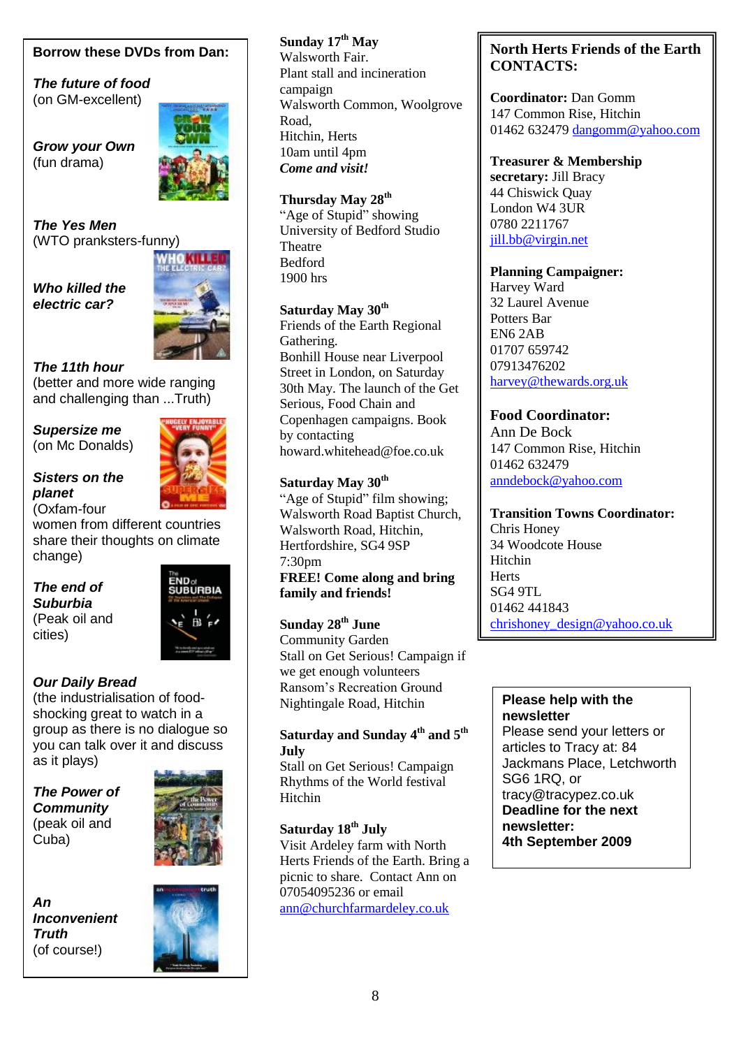## Borrow these DVDs from Dan:

***The future of food***
(on GM-excellent)

***Grow your Own***
(fun drama)

***The Yes Men***
(WTO pranksters-funny)

***Who killed the electric car?***

***The 11th hour***
(better and more wide ranging and challenging than ...Truth)

***Supersize me***
(on Mc Donalds)

***Sisters on the planet***
(Oxfam-four women from different countries share their thoughts on climate change)

***The end of Suburbia***
(Peak oil and cities)

***Our Daily Bread***
(the industrialisation of food-shocking great to watch in a group as there is no dialogue so you can talk over it and discuss as it plays)

***The Power of Community***
(peak oil and Cuba)

***An Inconvenient Truth***
(of course!)

**Sunday 17th May**
Walsworth Fair.
Plant stall and incineration campaign
Walsworth Common, Woolgrove Road,
Hitchin, Herts
10am until 4pm
***Come and visit!***

**Thursday May 28th**
"Age of Stupid" showing
University of Bedford Studio Theatre
Bedford
1900 hrs

**Saturday May 30th**
Friends of the Earth Regional Gathering.
Bonhill House near Liverpool Street in London, on Saturday 30th May. The launch of the Get Serious, Food Chain and Copenhagen campaigns. Book by contacting howard.whitehead@foe.co.uk

**Saturday May 30th**
"Age of Stupid" film showing;
Walsworth Road Baptist Church,
Walsworth Road, Hitchin,
Hertfordshire, SG4 9SP
7:30pm
**FREE! Come along and bring family and friends!**

**Sunday 28th June**
Community Garden
Stall on Get Serious! Campaign if we get enough volunteers
Ransom's Recreation Ground
Nightingale Road, Hitchin

**Saturday and Sunday 4th and 5th July**
Stall on Get Serious! Campaign
Rhythms of the World festival
Hitchin

**Saturday 18th July**
Visit Ardeley farm with North Herts Friends of the Earth. Bring a picnic to share. Contact Ann on 07054095236 or email
ann@churchfarmardeley.co.uk

## North Herts Friends of the Earth CONTACTS:

**Coordinator:** Dan Gomm
147 Common Rise, Hitchin
01462 632479 dangomm@yahoo.com

**Treasurer & Membership secretary:** Jill Bracy
44 Chiswick Quay
London W4 3UR
0780 2211767
jill.bb@virgin.net

**Planning Campaigner:**
Harvey Ward
32 Laurel Avenue
Potters Bar
EN6 2AB
01707 659742
07913476202
harvey@thewards.org.uk

**Food Coordinator:**
Ann De Bock
147 Common Rise, Hitchin
01462 632479
anndebock@yahoo.com

**Transition Towns Coordinator:**
Chris Honey
34 Woodcote House
Hitchin
Herts
SG4 9TL
01462 441843
chrishoney_design@yahoo.co.uk

**Please help with the newsletter**
Please send your letters or articles to Tracy at: 84 Jackmans Place, Letchworth SG6 1RQ, or
tracy@tracypez.co.uk
**Deadline for the next newsletter:**
**4th September 2009**